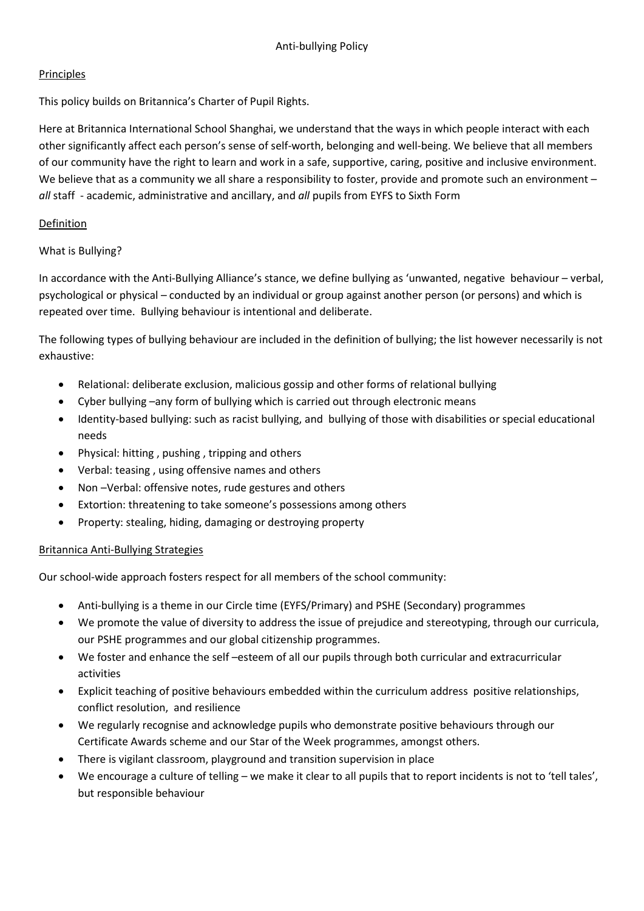# Anti-bullying Policy

## Principles

This policy builds on Britannica's Charter of Pupil Rights.

Here at Britannica International School Shanghai, we understand that the ways in which people interact with each other significantly affect each person's sense of self-worth, belonging and well-being. We believe that all members of our community have the right to learn and work in a safe, supportive, caring, positive and inclusive environment. We believe that as a community we all share a responsibility to foster, provide and promote such an environment – *all* staff - academic, administrative and ancillary, and *all* pupils from EYFS to Sixth Form

## Definition

What is Bullying?

In accordance with the Anti-Bullying Alliance's stance, we define bullying as 'unwanted, negative behaviour – verbal, psychological or physical – conducted by an individual or group against another person (or persons) and which is repeated over time. Bullying behaviour is intentional and deliberate.

The following types of bullying behaviour are included in the definition of bullying; the list however necessarily is not exhaustive:

- Relational: deliberate exclusion, malicious gossip and other forms of relational bullying
- Cyber bullying –any form of bullying which is carried out through electronic means
- Identity-based bullying: such as racist bullying, and bullying of those with disabilities or special educational needs
- Physical: hitting , pushing , tripping and others
- Verbal: teasing , using offensive names and others
- Non –Verbal: offensive notes, rude gestures and others
- Extortion: threatening to take someone's possessions among others
- Property: stealing, hiding, damaging or destroying property

## Britannica Anti-Bullying Strategies

Our school-wide approach fosters respect for all members of the school community:

- Anti-bullying is a theme in our Circle time (EYFS/Primary) and PSHE (Secondary) programmes
- We promote the value of diversity to address the issue of prejudice and stereotyping, through our curricula, our PSHE programmes and our global citizenship programmes.
- We foster and enhance the self –esteem of all our pupils through both curricular and extracurricular activities
- Explicit teaching of positive behaviours embedded within the curriculum address positive relationships, conflict resolution, and resilience
- We regularly recognise and acknowledge pupils who demonstrate positive behaviours through our Certificate Awards scheme and our Star of the Week programmes, amongst others.
- There is vigilant classroom, playground and transition supervision in place
- We encourage a culture of telling – we make it clear to all pupils that to report incidents is not to 'tell tales', but responsible behaviour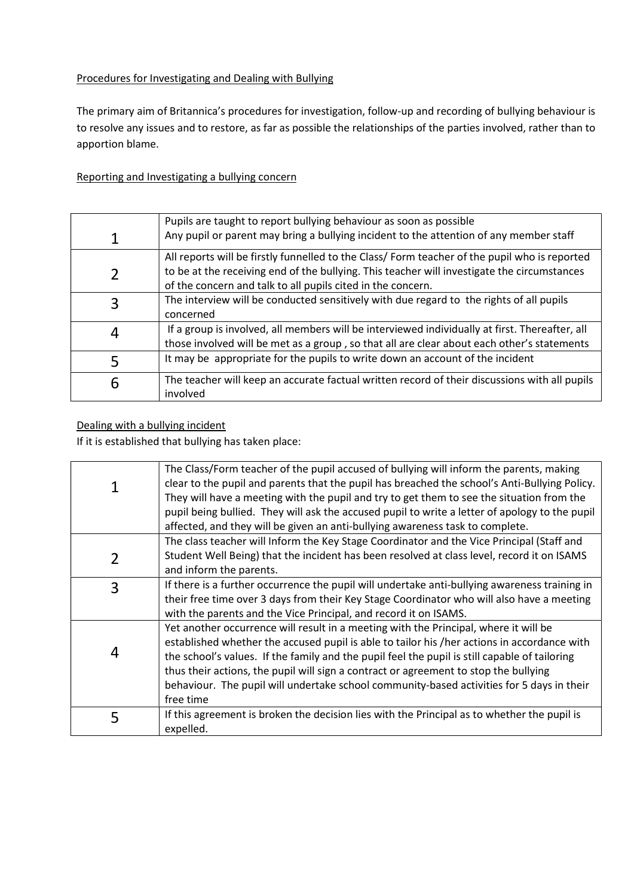Procedures for Investigating and Dealing with Bullying

The primary aim of Britannica's procedures for investigation, follow-up and recording of bullying behaviour is to resolve any issues and to restore, as far as possible the relationships of the parties involved, rather than to apportion blame.

Reporting and Investigating a bullying concern

| | |
|---|---|
| 1 | Pupils are taught to report bullying behaviour as soon as possible<br>Any pupil or parent may bring a bullying incident to the attention of any member staff |
| 2 | All reports will be firstly funnelled to the Class/ Form teacher of the pupil who is reported to be at the receiving end of the bullying. This teacher will investigate the circumstances of the concern and talk to all pupils cited in the concern. |
| 3 | The interview will be conducted sensitively with due regard to the rights of all pupils concerned |
| 4 | If a group is involved, all members will be interviewed individually at first. Thereafter, all those involved will be met as a group , so that all are clear about each other's statements |
| 5 | It may be appropriate for the pupils to write down an account of the incident |
| 6 | The teacher will keep an accurate factual written record of their discussions with all pupils involved |

Dealing with a bullying incident

If it is established that bullying has taken place:

| | |
|---|---|
| 1 | The Class/Form teacher of the pupil accused of bullying will inform the parents, making clear to the pupil and parents that the pupil has breached the school's Anti-Bullying Policy. They will have a meeting with the pupil and try to get them to see the situation from the pupil being bullied. They will ask the accused pupil to write a letter of apology to the pupil affected, and they will be given an anti-bullying awareness task to complete. |
| 2 | The class teacher will Inform the Key Stage Coordinator and the Vice Principal (Staff and Student Well Being) that the incident has been resolved at class level, record it on ISAMS and inform the parents. |
| 3 | If there is a further occurrence the pupil will undertake anti-bullying awareness training in their free time over 3 days from their Key Stage Coordinator who will also have a meeting with the parents and the Vice Principal, and record it on ISAMS. |
| 4 | Yet another occurrence will result in a meeting with the Principal, where it will be established whether the accused pupil is able to tailor his /her actions in accordance with the school's values. If the family and the pupil feel the pupil is still capable of tailoring thus their actions, the pupil will sign a contract or agreement to stop the bullying behaviour. The pupil will undertake school community-based activities for 5 days in their free time |
| 5 | If this agreement is broken the decision lies with the Principal as to whether the pupil is expelled. |